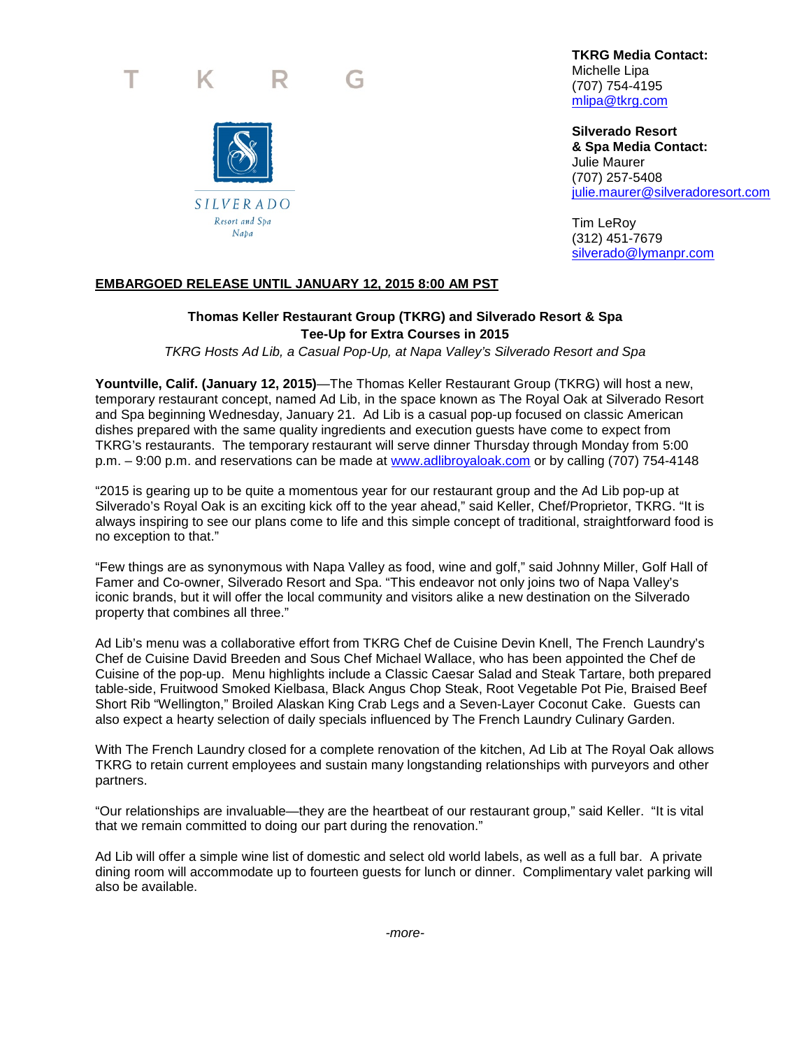T K R G

SILVERADO
Resort and Spa
Napa

**TKRG Media Contact:**
Michelle Lipa
(707) 754-4195
mlipa@tkrg.com

**Silverado Resort & Spa Media Contact:**
Julie Maurer
(707) 257-5408
julie.maurer@silveradoresort.com

Tim LeRoy
(312) 451-7679
silverado@lymanpr.com

**EMBARGOED RELEASE UNTIL JANUARY 12, 2015 8:00 AM PST**

**Thomas Keller Restaurant Group (TKRG) and Silverado Resort & Spa Tee-Up for Extra Courses in 2015**

*TKRG Hosts Ad Lib, a Casual Pop-Up, at Napa Valley's Silverado Resort and Spa*

**Yountville, Calif. (January 12, 2015)**—The Thomas Keller Restaurant Group (TKRG) will host a new, temporary restaurant concept, named Ad Lib, in the space known as The Royal Oak at Silverado Resort and Spa beginning Wednesday, January 21. Ad Lib is a casual pop-up focused on classic American dishes prepared with the same quality ingredients and execution guests have come to expect from TKRG's restaurants. The temporary restaurant will serve dinner Thursday through Monday from 5:00 p.m. – 9:00 p.m. and reservations can be made at www.adlibroyaloak.com or by calling (707) 754-4148

"2015 is gearing up to be quite a momentous year for our restaurant group and the Ad Lib pop-up at Silverado's Royal Oak is an exciting kick off to the year ahead," said Keller, Chef/Proprietor, TKRG. "It is always inspiring to see our plans come to life and this simple concept of traditional, straightforward food is no exception to that."

"Few things are as synonymous with Napa Valley as food, wine and golf," said Johnny Miller, Golf Hall of Famer and Co-owner, Silverado Resort and Spa. "This endeavor not only joins two of Napa Valley's iconic brands, but it will offer the local community and visitors alike a new destination on the Silverado property that combines all three."

Ad Lib's menu was a collaborative effort from TKRG Chef de Cuisine Devin Knell, The French Laundry's Chef de Cuisine David Breeden and Sous Chef Michael Wallace, who has been appointed the Chef de Cuisine of the pop-up. Menu highlights include a Classic Caesar Salad and Steak Tartare, both prepared table-side, Fruitwood Smoked Kielbasa, Black Angus Chop Steak, Root Vegetable Pot Pie, Braised Beef Short Rib "Wellington," Broiled Alaskan King Crab Legs and a Seven-Layer Coconut Cake. Guests can also expect a hearty selection of daily specials influenced by The French Laundry Culinary Garden.

With The French Laundry closed for a complete renovation of the kitchen, Ad Lib at The Royal Oak allows TKRG to retain current employees and sustain many longstanding relationships with purveyors and other partners.

"Our relationships are invaluable—they are the heartbeat of our restaurant group," said Keller. "It is vital that we remain committed to doing our part during the renovation."

Ad Lib will offer a simple wine list of domestic and select old world labels, as well as a full bar. A private dining room will accommodate up to fourteen guests for lunch or dinner. Complimentary valet parking will also be available.

*-more-*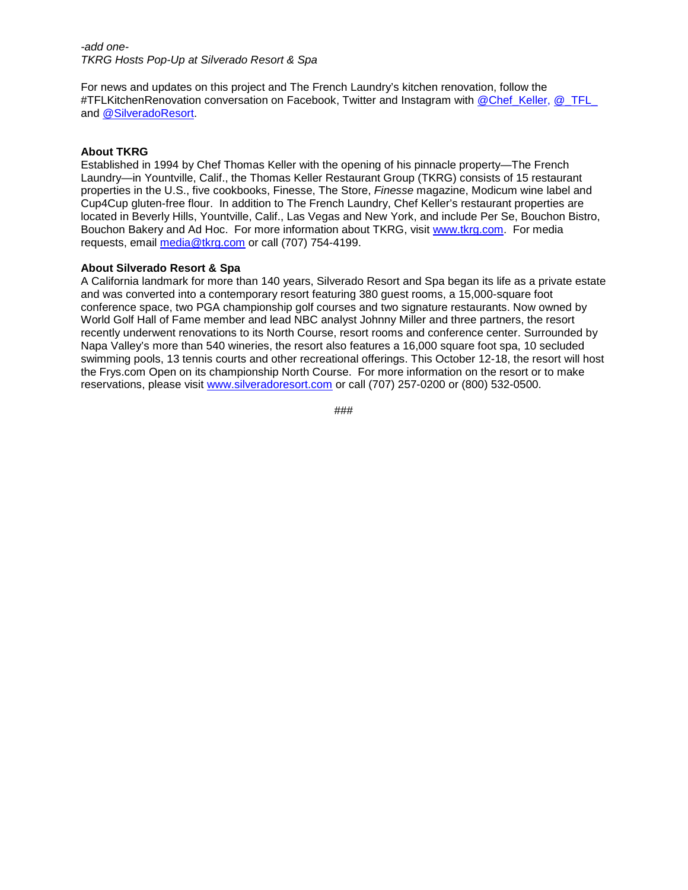*-add one-*
*TKRG Hosts Pop-Up at Silverado Resort & Spa*

For news and updates on this project and The French Laundry's kitchen renovation, follow the #TFLKitchenRenovation conversation on Facebook, Twitter and Instagram with @Chef_Keller, @_TFL_ and @SilveradoResort.

**About TKRG**

Established in 1994 by Chef Thomas Keller with the opening of his pinnacle property—The French Laundry—in Yountville, Calif., the Thomas Keller Restaurant Group (TKRG) consists of 15 restaurant properties in the U.S., five cookbooks, Finesse, The Store, *Finesse* magazine, Modicum wine label and Cup4Cup gluten-free flour. In addition to The French Laundry, Chef Keller's restaurant properties are located in Beverly Hills, Yountville, Calif., Las Vegas and New York, and include Per Se, Bouchon Bistro, Bouchon Bakery and Ad Hoc. For more information about TKRG, visit www.tkrg.com. For media requests, email media@tkrg.com or call (707) 754-4199.

**About Silverado Resort & Spa**

A California landmark for more than 140 years, Silverado Resort and Spa began its life as a private estate and was converted into a contemporary resort featuring 380 guest rooms, a 15,000-square foot conference space, two PGA championship golf courses and two signature restaurants. Now owned by World Golf Hall of Fame member and lead NBC analyst Johnny Miller and three partners, the resort recently underwent renovations to its North Course, resort rooms and conference center. Surrounded by Napa Valley's more than 540 wineries, the resort also features a 16,000 square foot spa, 10 secluded swimming pools, 13 tennis courts and other recreational offerings. This October 12-18, the resort will host the Frys.com Open on its championship North Course. For more information on the resort or to make reservations, please visit www.silveradoresort.com or call (707) 257-0200 or (800) 532-0500.

###